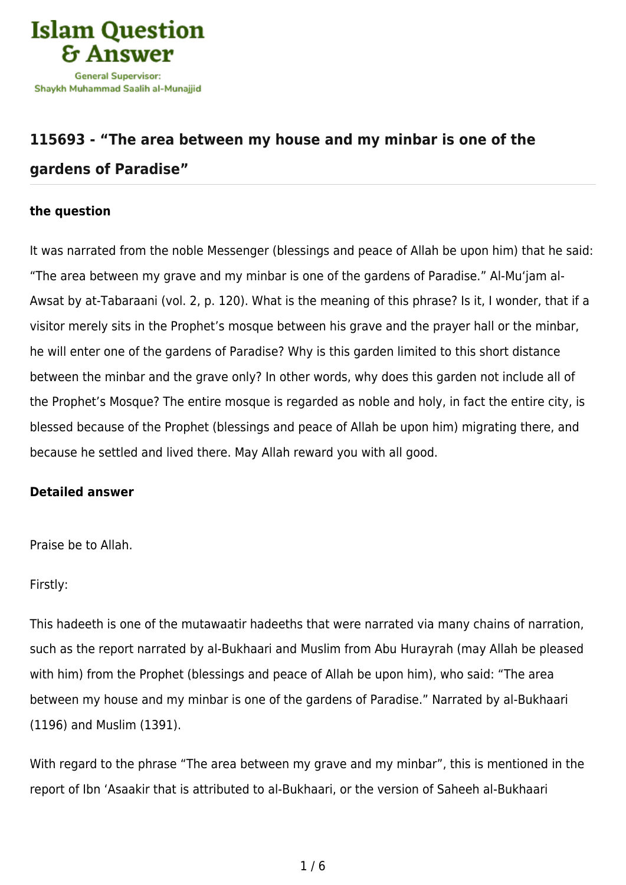Islam Question & Answer

General Supervisor: Shaykh Muhammad Saalih al-Munajjid

## 115693 - "The area between my house and my minbar is one of the gardens of Paradise"

### the question

It was narrated from the noble Messenger (blessings and peace of Allah be upon him) that he said: "The area between my grave and my minbar is one of the gardens of Paradise." Al-Mu'jam al-Awsat by at-Tabaraani (vol. 2, p. 120). What is the meaning of this phrase? Is it, I wonder, that if a visitor merely sits in the Prophet's mosque between his grave and the prayer hall or the minbar, he will enter one of the gardens of Paradise? Why is this garden limited to this short distance between the minbar and the grave only? In other words, why does this garden not include all of the Prophet's Mosque? The entire mosque is regarded as noble and holy, in fact the entire city, is blessed because of the Prophet (blessings and peace of Allah be upon him) migrating there, and because he settled and lived there. May Allah reward you with all good.

### Detailed answer

Praise be to Allah.

Firstly:

This hadeeth is one of the mutawaatir hadeeths that were narrated via many chains of narration, such as the report narrated by al-Bukhaari and Muslim from Abu Hurayrah (may Allah be pleased with him) from the Prophet (blessings and peace of Allah be upon him), who said: "The area between my house and my minbar is one of the gardens of Paradise." Narrated by al-Bukhaari (1196) and Muslim (1391).

With regard to the phrase "The area between my grave and my minbar", this is mentioned in the report of Ibn 'Asaakir that is attributed to al-Bukhaari, or the version of Saheeh al-Bukhaari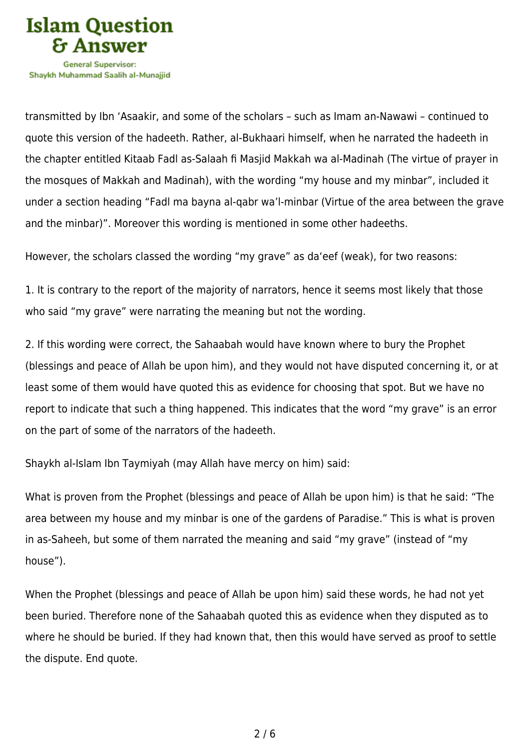transmitted by Ibn ‘Asaakir, and some of the scholars – such as Imam an-Nawawi – continued to quote this version of the hadeeth. Rather, al-Bukhaari himself, when he narrated the hadeeth in the chapter entitled Kitaab Fadl as-Salaah fi Masjid Makkah wa al-Madinah (The virtue of prayer in the mosques of Makkah and Madinah), with the wording “my house and my minbar”, included it under a section heading “Fadl ma bayna al-qabr wa’l-minbar (Virtue of the area between the grave and the minbar)”. Moreover this wording is mentioned in some other hadeeths.

However, the scholars classed the wording “my grave” as da‘eef (weak), for two reasons:

1. It is contrary to the report of the majority of narrators, hence it seems most likely that those who said “my grave” were narrating the meaning but not the wording.

2. If this wording were correct, the Sahaabah would have known where to bury the Prophet (blessings and peace of Allah be upon him), and they would not have disputed concerning it, or at least some of them would have quoted this as evidence for choosing that spot. But we have no report to indicate that such a thing happened. This indicates that the word “my grave” is an error on the part of some of the narrators of the hadeeth.

Shaykh al-Islam Ibn Taymiyah (may Allah have mercy on him) said:

What is proven from the Prophet (blessings and peace of Allah be upon him) is that he said: “The area between my house and my minbar is one of the gardens of Paradise.” This is what is proven in as-Saheeh, but some of them narrated the meaning and said “my grave” (instead of “my house”).

When the Prophet (blessings and peace of Allah be upon him) said these words, he had not yet been buried. Therefore none of the Sahaabah quoted this as evidence when they disputed as to where he should be buried. If they had known that, then this would have served as proof to settle the dispute. End quote.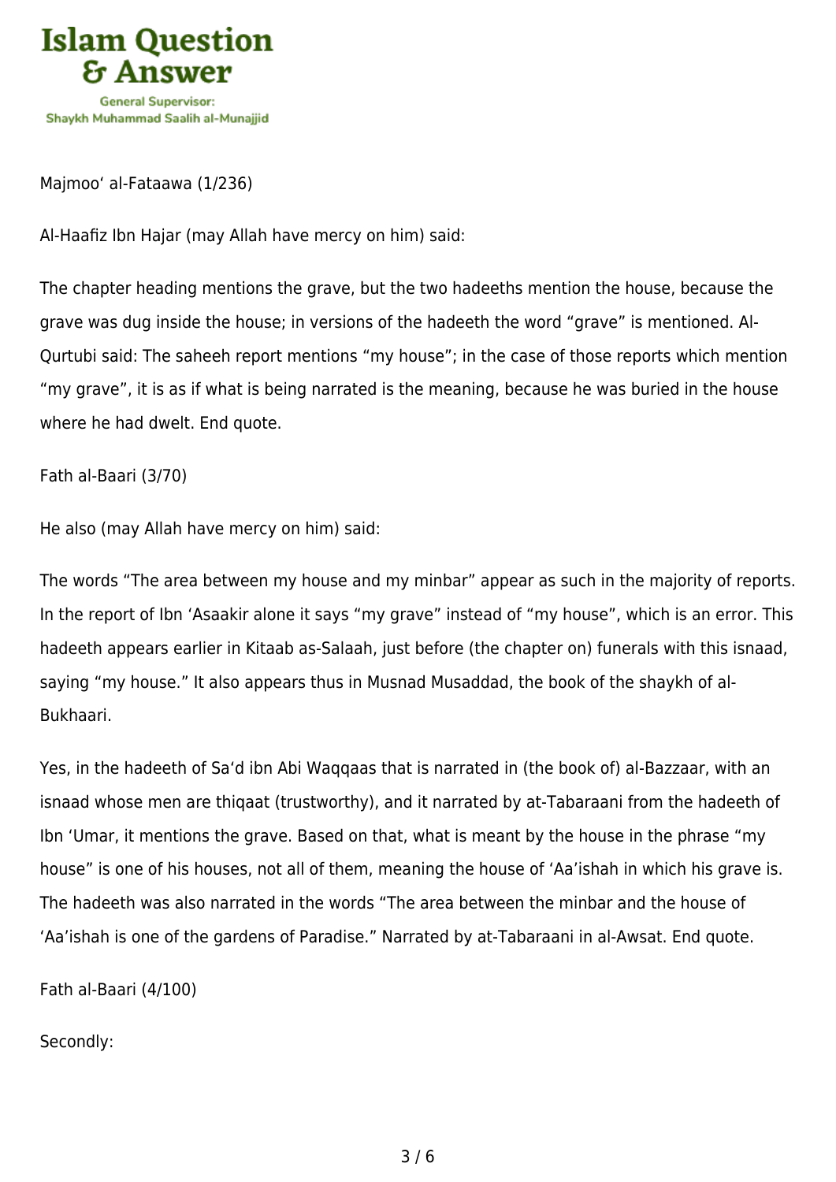Majmoo‘ al-Fataawa (1/236)

Al-Haafiz Ibn Hajar (may Allah have mercy on him) said:

The chapter heading mentions the grave, but the two hadeeths mention the house, because the grave was dug inside the house; in versions of the hadeeth the word “grave” is mentioned. Al-Qurtubi said: The saheeh report mentions “my house”; in the case of those reports which mention “my grave”, it is as if what is being narrated is the meaning, because he was buried in the house where he had dwelt. End quote.

Fath al-Baari (3/70)

He also (may Allah have mercy on him) said:

The words “The area between my house and my minbar” appear as such in the majority of reports. In the report of Ibn ‘Asaakir alone it says “my grave” instead of “my house”, which is an error. This hadeeth appears earlier in Kitaab as-Salaah, just before (the chapter on) funerals with this isnaad, saying “my house.” It also appears thus in Musnad Musaddad, the book of the shaykh of al-Bukhaari.

Yes, in the hadeeth of Sa‘d ibn Abi Waqqaas that is narrated in (the book of) al-Bazzaar, with an isnaad whose men are thiqaat (trustworthy), and it narrated by at-Tabaraani from the hadeeth of Ibn ‘Umar, it mentions the grave. Based on that, what is meant by the house in the phrase “my house” is one of his houses, not all of them, meaning the house of ‘Aa’ishah in which his grave is. The hadeeth was also narrated in the words “The area between the minbar and the house of ‘Aa’ishah is one of the gardens of Paradise.” Narrated by at-Tabaraani in al-Awsat. End quote.

Fath al-Baari (4/100)

Secondly: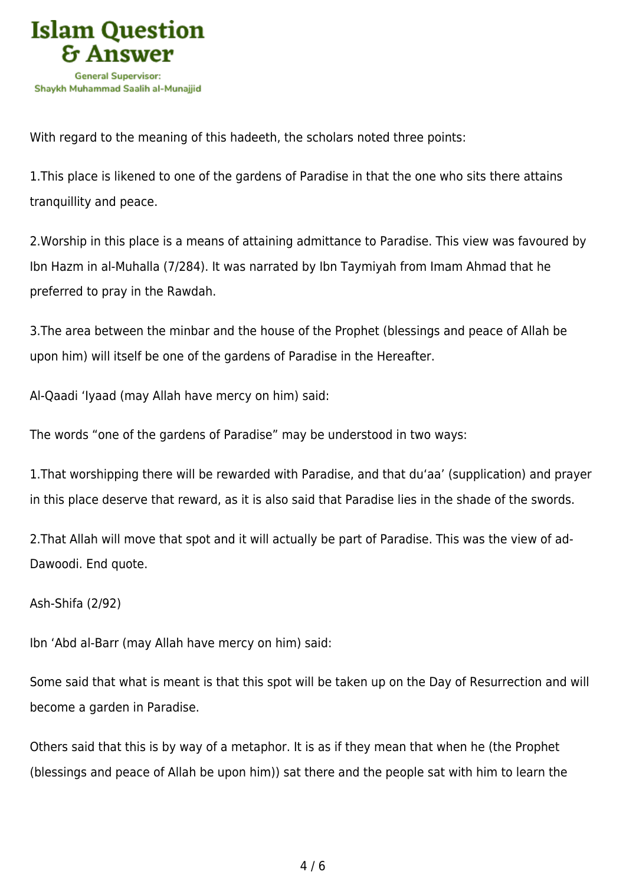With regard to the meaning of this hadeeth, the scholars noted three points:

1. This place is likened to one of the gardens of Paradise in that the one who sits there attains tranquillity and peace.

2. Worship in this place is a means of attaining admittance to Paradise. This view was favoured by Ibn Hazm in al-Muhalla (7/284). It was narrated by Ibn Taymiyah from Imam Ahmad that he preferred to pray in the Rawdah.

3. The area between the minbar and the house of the Prophet (blessings and peace of Allah be upon him) will itself be one of the gardens of Paradise in the Hereafter.

Al-Qaadi 'Iyaad (may Allah have mercy on him) said:

The words "one of the gardens of Paradise" may be understood in two ways:

1. That worshipping there will be rewarded with Paradise, and that du'aa' (supplication) and prayer in this place deserve that reward, as it is also said that Paradise lies in the shade of the swords.

2. That Allah will move that spot and it will actually be part of Paradise. This was the view of ad-Dawoodi. End quote.

Ash-Shifa (2/92)

Ibn 'Abd al-Barr (may Allah have mercy on him) said:

Some said that what is meant is that this spot will be taken up on the Day of Resurrection and will become a garden in Paradise.

Others said that this is by way of a metaphor. It is as if they mean that when he (the Prophet (blessings and peace of Allah be upon him)) sat there and the people sat with him to learn the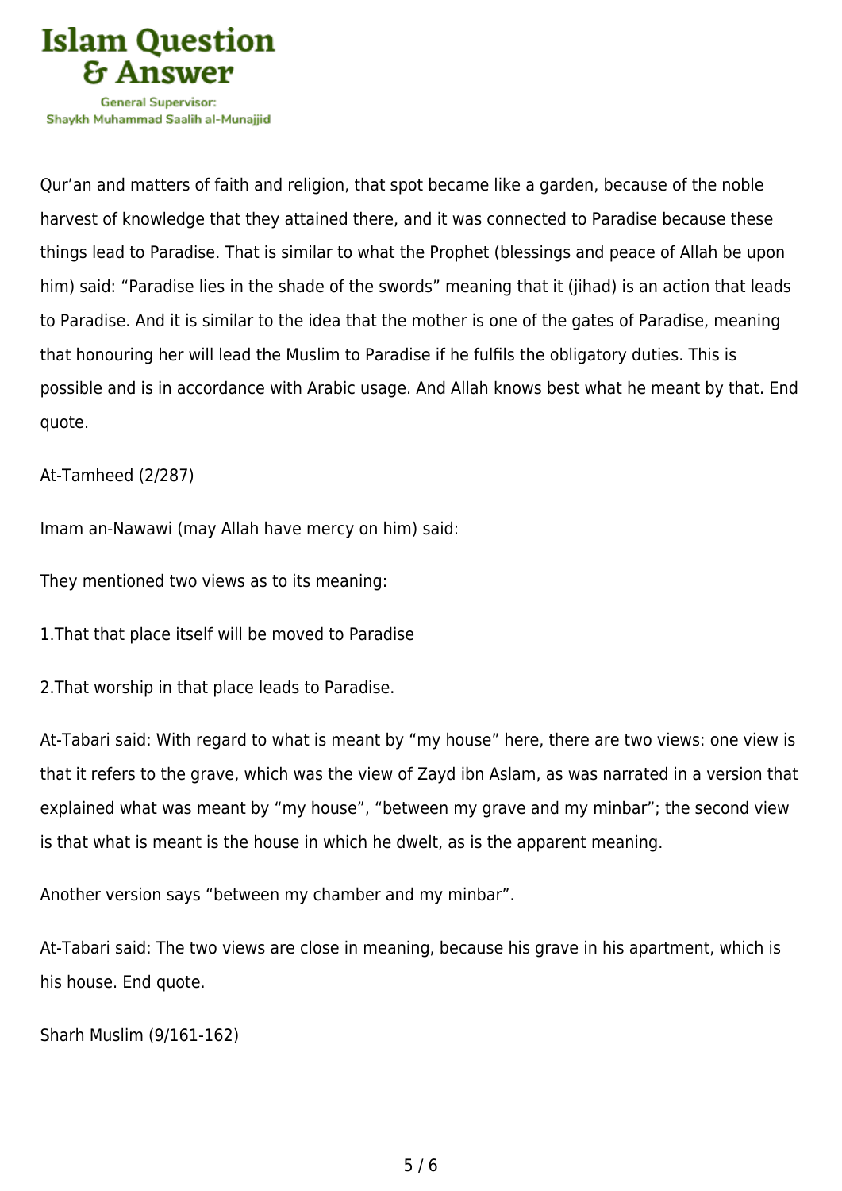Qur’an and matters of faith and religion, that spot became like a garden, because of the noble harvest of knowledge that they attained there, and it was connected to Paradise because these things lead to Paradise. That is similar to what the Prophet (blessings and peace of Allah be upon him) said: “Paradise lies in the shade of the swords” meaning that it (jihad) is an action that leads to Paradise. And it is similar to the idea that the mother is one of the gates of Paradise, meaning that honouring her will lead the Muslim to Paradise if he fulfils the obligatory duties. This is possible and is in accordance with Arabic usage. And Allah knows best what he meant by that. End quote.

At-Tamheed (2/287)

Imam an-Nawawi (may Allah have mercy on him) said:

They mentioned two views as to its meaning:

1. That that place itself will be moved to Paradise
2. That worship in that place leads to Paradise.

At-Tabari said: With regard to what is meant by “my house” here, there are two views: one view is that it refers to the grave, which was the view of Zayd ibn Aslam, as was narrated in a version that explained what was meant by “my house”, “between my grave and my minbar”; the second view is that what is meant is the house in which he dwelt, as is the apparent meaning.

Another version says “between my chamber and my minbar”.

At-Tabari said: The two views are close in meaning, because his grave in his apartment, which is his house. End quote.

Sharh Muslim (9/161-162)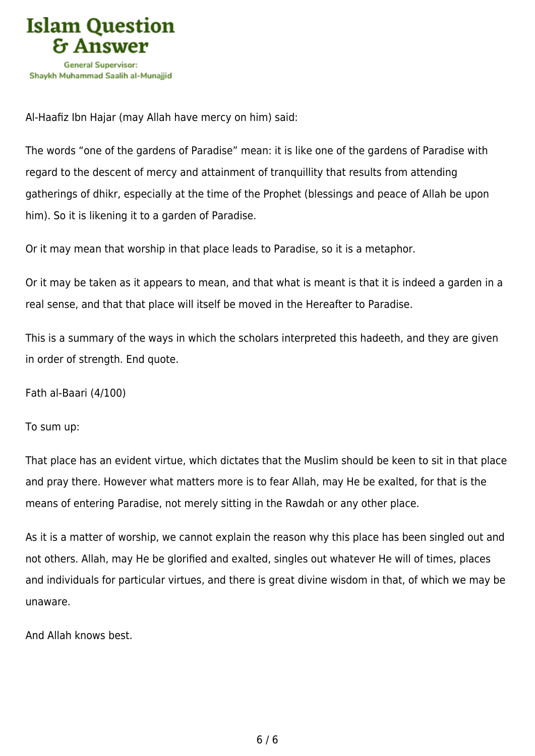Al-Haafiz Ibn Hajar (may Allah have mercy on him) said:

The words "one of the gardens of Paradise" mean: it is like one of the gardens of Paradise with regard to the descent of mercy and attainment of tranquillity that results from attending gatherings of dhikr, especially at the time of the Prophet (blessings and peace of Allah be upon him). So it is likening it to a garden of Paradise.

Or it may mean that worship in that place leads to Paradise, so it is a metaphor.

Or it may be taken as it appears to mean, and that what is meant is that it is indeed a garden in a real sense, and that that place will itself be moved in the Hereafter to Paradise.

This is a summary of the ways in which the scholars interpreted this hadeeth, and they are given in order of strength. End quote.

Fath al-Baari (4/100)

To sum up:

That place has an evident virtue, which dictates that the Muslim should be keen to sit in that place and pray there. However what matters more is to fear Allah, may He be exalted, for that is the means of entering Paradise, not merely sitting in the Rawdah or any other place.

As it is a matter of worship, we cannot explain the reason why this place has been singled out and not others. Allah, may He be glorified and exalted, singles out whatever He will of times, places and individuals for particular virtues, and there is great divine wisdom in that, of which we may be unaware.

And Allah knows best.